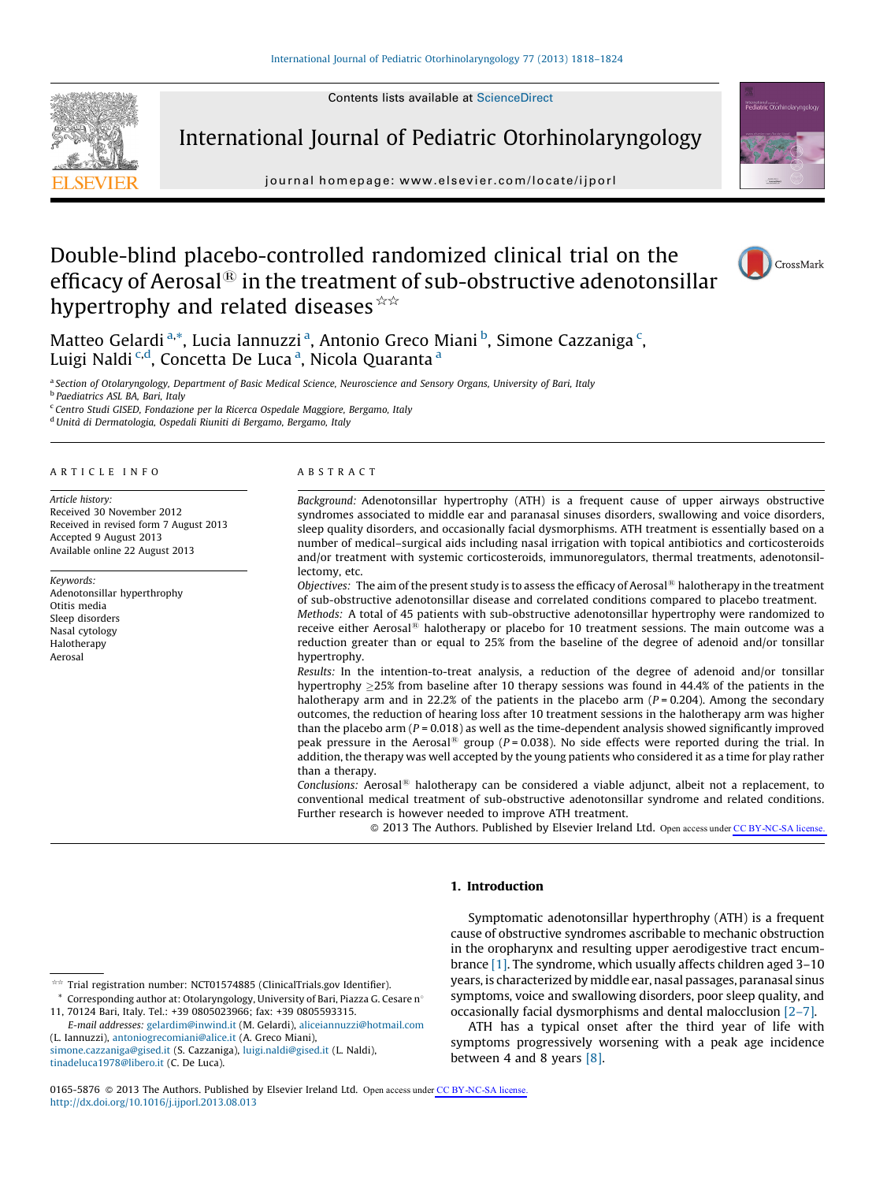# Double-blind placebo-controlled randomized clinical trial on the efficacy of Aerosal® in the treatment of sub-obstructive adenotonsillar hypertrophy and related diseases ☆☆

Matteo Gelardi [a,*], Lucia Iannuzzi [a], Antonio Greco Miani [b], Simone Cazzaniga [c], Luigi Naldi [c,d], Concetta De Luca [a], Nicola Quaranta [a]

[a] Section of Otolaryngology, Department of Basic Medical Science, Neuroscience and Sensory Organs, University of Bari, Italy
[b] Paediatrics ASL BA, Bari, Italy
[c] Centro Studi GISED, Fondazione per la Ricerca Ospedale Maggiore, Bergamo, Italy
[d] Unità di Dermatologia, Ospedali Riuniti di Bergamo, Bergamo, Italy

## ARTICLE INFO

*Article history:*
Received 30 November 2012
Received in revised form 7 August 2013
Accepted 9 August 2013
Available online 22 August 2013

*Keywords:*
Adenotonsillar hyperthrophy
Otitis media
Sleep disorders
Nasal cytology
Halotherapy
Aerosal

## ABSTRACT

*Background:* Adenotonsillar hypertrophy (ATH) is a frequent cause of upper airways obstructive syndromes associated to middle ear and paranasal sinuses disorders, swallowing and voice disorders, sleep quality disorders, and occasionally facial dysmorphisms. ATH treatment is essentially based on a number of medical–surgical aids including nasal irrigation with topical antibiotics and corticosteroids and/or treatment with systemic corticosteroids, immunoregulators, thermal treatments, adenotonsillectomy, etc.

*Objectives:* The aim of the present study is to assess the efficacy of Aerosal® halotherapy in the treatment of sub-obstructive adenotonsillar disease and correlated conditions compared to placebo treatment.

*Methods:* A total of 45 patients with sub-obstructive adenotonsillar hypertrophy were randomized to receive either Aerosal® halotherapy or placebo for 10 treatment sessions. The main outcome was a reduction greater than or equal to 25% from the baseline of the degree of adenoid and/or tonsillar hypertrophy.

*Results:* In the intention-to-treat analysis, a reduction of the degree of adenoid and/or tonsillar hypertrophy ≥25% from baseline after 10 therapy sessions was found in 44.4% of the patients in the halotherapy arm and in 22.2% of the patients in the placebo arm ($P = 0.204$). Among the secondary outcomes, the reduction of hearing loss after 10 treatment sessions in the halotherapy arm was higher than the placebo arm ($P = 0.018$) as well as the time-dependent analysis showed significantly improved peak pressure in the Aerosal® group ($P = 0.038$). No side effects were reported during the trial. In addition, the therapy was well accepted by the young patients who considered it as a time for play rather than a therapy.

*Conclusions:* Aerosal® halotherapy can be considered a viable adjunct, albeit not a replacement, to conventional medical treatment of sub-obstructive adenotonsillar syndrome and related conditions. Further research is however needed to improve ATH treatment.

© 2013 The Authors. Published by Elsevier Ireland Ltd. Open access under CC BY-NC-SA license.

## 1. Introduction

Symptomatic adenotonsillar hyperthrophy (ATH) is a frequent cause of obstructive syndromes ascribable to mechanic obstruction in the oropharynx and resulting upper aerodigestive tract encumbrance [1]. The syndrome, which usually affects children aged 3–10 years, is characterized by middle ear, nasal passages, paranasal sinus symptoms, voice and swallowing disorders, poor sleep quality, and occasionally facial dysmorphisms and dental malocclusion [2–7].

ATH has a typical onset after the third year of life with symptoms progressively worsening with a peak age incidence between 4 and 8 years [8].

☆☆ Trial registration number: NCT01574885 (ClinicalTrials.gov Identifier).

\* Corresponding author at: Otolaryngology, University of Bari, Piazza G. Cesare n° 11, 70124 Bari, Italy. Tel.: +39 0805023966; fax: +39 0805593315.
*E-mail addresses:* gelardim@inwind.it (M. Gelardi), aliceiannuzzi@hotmail.com (L. Iannuzzi), antoniogrecomiani@alice.it (A. Greco Miani), simone.cazzaniga@gised.it (S. Cazzaniga), luigi.naldi@gised.it (L. Naldi), tinadeluca1978@libero.it (C. De Luca).

0165-5876 © 2013 The Authors. Published by Elsevier Ireland Ltd. Open access under CC BY-NC-SA license.
http://dx.doi.org/10.1016/j.ijporl.2013.08.013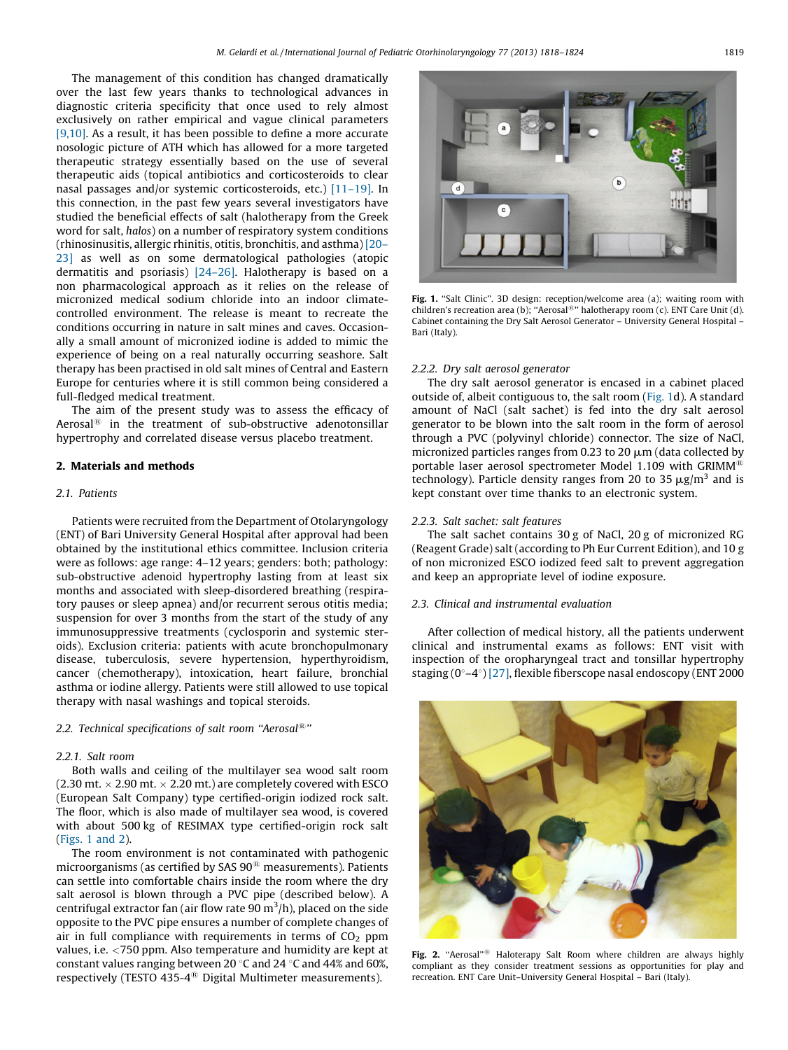The management of this condition has changed dramatically over the last few years thanks to technological advances in diagnostic criteria specificity that once used to rely almost exclusively on rather empirical and vague clinical parameters [9,10]. As a result, it has been possible to define a more accurate nosologic picture of ATH which has allowed for a more targeted therapeutic strategy essentially based on the use of several therapeutic aids (topical antibiotics and corticosteroids to clear nasal passages and/or systemic corticosteroids, etc.) [11–19]. In this connection, in the past few years several investigators have studied the beneficial effects of salt (halotherapy from the Greek word for salt, *halos*) on a number of respiratory system conditions (rhinosinusitis, allergic rhinitis, otitis, bronchitis, and asthma) [20–23] as well as on some dermatological pathologies (atopic dermatitis and psoriasis) [24–26]. Halotherapy is based on a non pharmacological approach as it relies on the release of micronized medical sodium chloride into an indoor climate-controlled environment. The release is meant to recreate the conditions occurring in nature in salt mines and caves. Occasionally a small amount of micronized iodine is added to mimic the experience of being on a real naturally occurring seashore. Salt therapy has been practised in old salt mines of Central and Eastern Europe for centuries where it is still common being considered a full-fledged medical treatment.

The aim of the present study was to assess the efficacy of Aerosal® in the treatment of sub-obstructive adenotonsillar hypertrophy and correlated disease versus placebo treatment.

## 2. Materials and methods

### 2.1. Patients

Patients were recruited from the Department of Otolaryngology (ENT) of Bari University General Hospital after approval had been obtained by the institutional ethics committee. Inclusion criteria were as follows: age range: 4–12 years; genders: both; pathology: sub-obstructive adenoid hypertrophy lasting from at least six months and associated with sleep-disordered breathing (respiratory pauses or sleep apnea) and/or recurrent serous otitis media; suspension for over 3 months from the start of the study of any immunosuppressive treatments (cyclosporin and systemic steroids). Exclusion criteria: patients with acute bronchopulmonary disease, tuberculosis, severe hypertension, hyperthyroidism, cancer (chemotherapy), intoxication, heart failure, bronchial asthma or iodine allergy. Patients were still allowed to use topical therapy with nasal washings and topical steroids.

### 2.2. Technical specifications of salt room "Aerosal®"

#### 2.2.1. Salt room

Both walls and ceiling of the multilayer sea wood salt room (2.30 mt. × 2.90 mt. × 2.20 mt.) are completely covered with ESCO (European Salt Company) type certified-origin iodized rock salt. The floor, which is also made of multilayer sea wood, is covered with about 500 kg of RESIMAX type certified-origin rock salt (Figs. 1 and 2).

The room environment is not contaminated with pathogenic microorganisms (as certified by SAS 90® measurements). Patients can settle into comfortable chairs inside the room where the dry salt aerosol is blown through a PVC pipe (described below). A centrifugal extractor fan (air flow rate 90 $m^3$/h), placed on the side opposite to the PVC pipe ensures a number of complete changes of air in full compliance with requirements in terms of $CO_2$ ppm values, i.e. <750 ppm. Also temperature and humidity are kept at constant values ranging between 20 °C and 24 °C and 44% and 60%, respectively (TESTO 435-4® Digital Multimeter measurements).

Fig. 1. "Salt Clinic". 3D design: reception/welcome area (a); waiting room with children's recreation area (b); "Aerosal®" halotherapy room (c). ENT Care Unit (d). Cabinet containing the Dry Salt Aerosol Generator – University General Hospital – Bari (Italy).

#### 2.2.2. Dry salt aerosol generator

The dry salt aerosol generator is encased in a cabinet placed outside of, albeit contiguous to, the salt room (Fig. 1d). A standard amount of NaCl (salt sachet) is fed into the dry salt aerosol generator to be blown into the salt room in the form of aerosol through a PVC (polyvinyl chloride) connector. The size of NaCl, micronized particles ranges from 0.23 to 20 μm (data collected by portable laser aerosol spectrometer Model 1.109 with GRIMM® technology). Particle density ranges from 20 to 35 μg/$m^3$ and is kept constant over time thanks to an electronic system.

#### 2.2.3. Salt sachet: salt features

The salt sachet contains 30 g of NaCl, 20 g of micronized RG (Reagent Grade) salt (according to Ph Eur Current Edition), and 10 g of non micronized ESCO iodized feed salt to prevent aggregation and keep an appropriate level of iodine exposure.

### 2.3. Clinical and instrumental evaluation

After collection of medical history, all the patients underwent clinical and instrumental exams as follows: ENT visit with inspection of the oropharyngeal tract and tonsillar hypertrophy staging (0°–4°) [27], flexible fiberscope nasal endoscopy (ENT 2000

Fig. 2. "Aerosal"® Haloterapy Salt Room where children are always highly compliant as they consider treatment sessions as opportunities for play and recreation. ENT Care Unit–University General Hospital – Bari (Italy).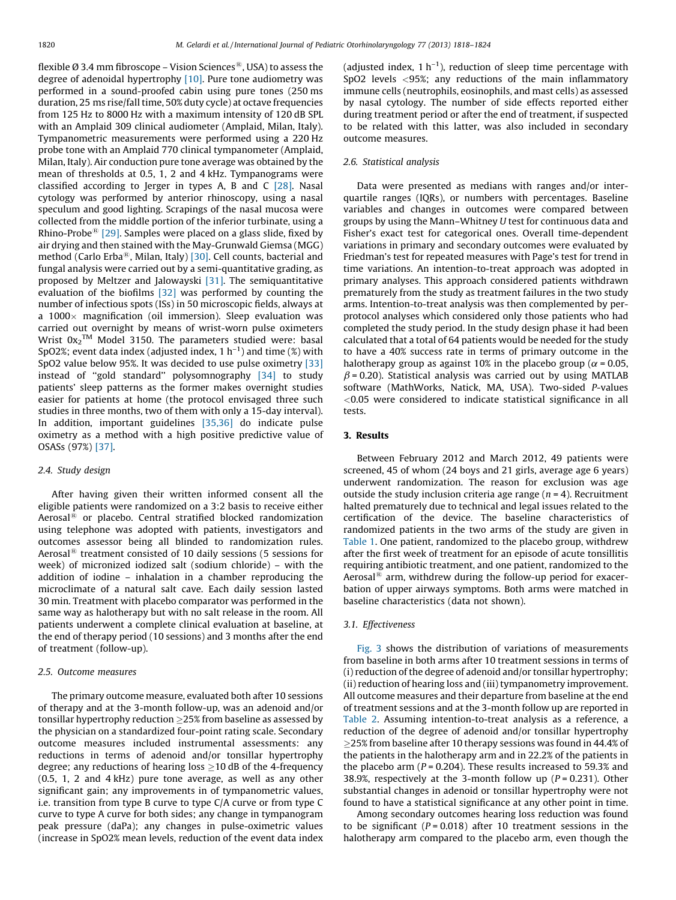flexible Ø 3.4 mm fibroscope – Vision Sciences®, USA) to assess the degree of adenoidal hypertrophy [10]. Pure tone audiometry was performed in a sound-proofed cabin using pure tones (250 ms duration, 25 ms rise/fall time, 50% duty cycle) at octave frequencies from 125 Hz to 8000 Hz with a maximum intensity of 120 dB SPL with an Amplaid 309 clinical audiometer (Amplaid, Milan, Italy). Tympanometric measurements were performed using a 220 Hz probe tone with an Amplaid 770 clinical tympanometer (Amplaid, Milan, Italy). Air conduction pure tone average was obtained by the mean of thresholds at 0.5, 1, 2 and 4 kHz. Tympanograms were classified according to Jerger in types A, B and C [28]. Nasal cytology was performed by anterior rhinoscopy, using a nasal speculum and good lighting. Scrapings of the nasal mucosa were collected from the middle portion of the inferior turbinate, using a Rhino-Probe® [29]. Samples were placed on a glass slide, fixed by air drying and then stained with the May-Grunwald Giemsa (MGG) method (Carlo Erba®, Milan, Italy) [30]. Cell counts, bacterial and fungal analysis were carried out by a semi-quantitative grading, as proposed by Meltzer and Jalowayski [31]. The semiquantitative evaluation of the biofilms [32] was performed by counting the number of infectious spots (ISs) in 50 microscopic fields, always at a 1000× magnification (oil immersion). Sleep evaluation was carried out overnight by means of wrist-worn pulse oximeters Wrist $0x_2$™ Model 3150. The parameters studied were: basal SpO2%; event data index (adjusted index, 1 $h^{-1}$) and time (%) with SpO2 value below 95%. It was decided to use pulse oximetry [33] instead of "gold standard" polysomnography [34] to study patients' sleep patterns as the former makes overnight studies easier for patients at home (the protocol envisaged three such studies in three months, two of them with only a 15-day interval). In addition, important guidelines [35,36] do indicate pulse oximetry as a method with a high positive predictive value of OSASs (97%) [37].

### 2.4. Study design

After having given their written informed consent all the eligible patients were randomized on a 3:2 basis to receive either Aerosal® or placebo. Central stratified blocked randomization using telephone was adopted with patients, investigators and outcomes assessor being all blinded to randomization rules. Aerosal® treatment consisted of 10 daily sessions (5 sessions for week) of micronized iodized salt (sodium chloride) – with the addition of iodine – inhalation in a chamber reproducing the microclimate of a natural salt cave. Each daily session lasted 30 min. Treatment with placebo comparator was performed in the same way as halotherapy but with no salt release in the room. All patients underwent a complete clinical evaluation at baseline, at the end of therapy period (10 sessions) and 3 months after the end of treatment (follow-up).

### 2.5. Outcome measures

The primary outcome measure, evaluated both after 10 sessions of therapy and at the 3-month follow-up, was an adenoid and/or tonsillar hypertrophy reduction ≥25% from baseline as assessed by the physician on a standardized four-point rating scale. Secondary outcome measures included instrumental assessments: any reductions in terms of adenoid and/or tonsillar hypertrophy degree; any reductions of hearing loss ≥10 dB of the 4-frequency (0.5, 1, 2 and 4 kHz) pure tone average, as well as any other significant gain; any improvements in of tympanometric values, i.e. transition from type B curve to type C/A curve or from type C curve to type A curve for both sides; any change in tympanogram peak pressure (daPa); any changes in pulse-oximetric values (increase in SpO2% mean levels, reduction of the event data index (adjusted index, 1 $h^{-1}$), reduction of sleep time percentage with SpO2 levels <95%; any reductions of the main inflammatory immune cells (neutrophils, eosinophils, and mast cells) as assessed by nasal cytology. The number of side effects reported either during treatment period or after the end of treatment, if suspected to be related with this latter, was also included in secondary outcome measures.

### 2.6. Statistical analysis

Data were presented as medians with ranges and/or interquartile ranges (IQRs), or numbers with percentages. Baseline variables and changes in outcomes were compared between groups by using the Mann–Whitney *U* test for continuous data and Fisher's exact test for categorical ones. Overall time-dependent variations in primary and secondary outcomes were evaluated by Friedman's test for repeated measures with Page's test for trend in time variations. An intention-to-treat approach was adopted in primary analyses. This approach considered patients withdrawn prematurely from the study as treatment failures in the two study arms. Intention-to-treat analysis was then complemented by per-protocol analyses which considered only those patients who had completed the study period. In the study design phase it had been calculated that a total of 64 patients would be needed for the study to have a 40% success rate in terms of primary outcome in the halotherapy group as against 10% in the placebo group ($\alpha = 0.05$, $\beta = 0.20$). Statistical analysis was carried out by using MATLAB software (MathWorks, Natick, MA, USA). Two-sided *P*-values <0.05 were considered to indicate statistical significance in all tests.

## 3. Results

Between February 2012 and March 2012, 49 patients were screened, 45 of whom (24 boys and 21 girls, average age 6 years) underwent randomization. The reason for exclusion was age outside the study inclusion criteria age range ($n = 4$). Recruitment halted prematurely due to technical and legal issues related to the certification of the device. The baseline characteristics of randomized patients in the two arms of the study are given in Table 1. One patient, randomized to the placebo group, withdrew after the first week of treatment for an episode of acute tonsillitis requiring antibiotic treatment, and one patient, randomized to the Aerosal® arm, withdrew during the follow-up period for exacerbation of upper airways symptoms. Both arms were matched in baseline characteristics (data not shown).

### 3.1. Effectiveness

Fig. 3 shows the distribution of variations of measurements from baseline in both arms after 10 treatment sessions in terms of (i) reduction of the degree of adenoid and/or tonsillar hypertrophy; (ii) reduction of hearing loss and (iii) tympanometry improvement. All outcome measures and their departure from baseline at the end of treatment sessions and at the 3-month follow up are reported in Table 2. Assuming intention-to-treat analysis as a reference, a reduction of the degree of adenoid and/or tonsillar hypertrophy ≥25% from baseline after 10 therapy sessions was found in 44.4% of the patients in the halotherapy arm and in 22.2% of the patients in the placebo arm ($P = 0.204$). These results increased to 59.3% and 38.9%, respectively at the 3-month follow up ($P = 0.231$). Other substantial changes in adenoid or tonsillar hypertrophy were not found to have a statistical significance at any other point in time.

Among secondary outcomes hearing loss reduction was found to be significant ($P = 0.018$) after 10 treatment sessions in the halotherapy arm compared to the placebo arm, even though the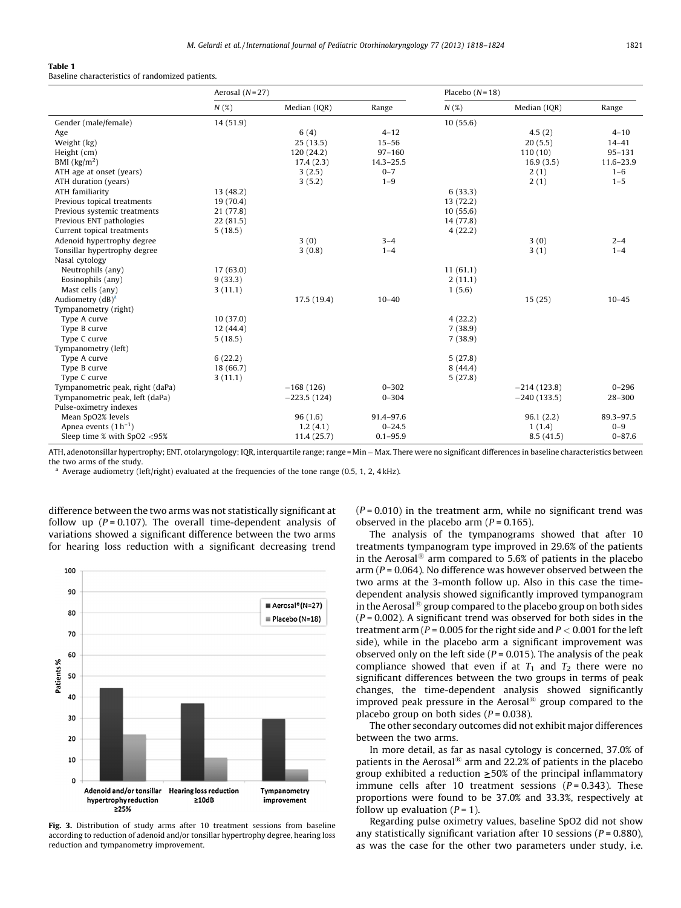**Table 1**
Baseline characteristics of randomized patients.

| | Aerosal (N = 27) | | | Placebo (N = 18) | | |
|---|---|---|---|---|---|---|
| | N (%) | Median (IQR) | Range | N (%) | Median (IQR) | Range |
| Gender (male/female) | 14 (51.9) | | | 10 (55.6) | | |
| Age | | 6 (4) | 4–12 | | 4.5 (2) | 4–10 |
| Weight (kg) | | 25 (13.5) | 15–56 | | 20 (5.5) | 14–41 |
| Height (cm) | | 120 (24.2) | 97–160 | | 110 (10) | 95–131 |
| BMI (kg/m$^2$) | | 17.4 (2.3) | 14.3–25.5 | | 16.9 (3.5) | 11.6–23.9 |
| ATH age at onset (years) | | 3 (2.5) | 0–7 | | 2 (1) | 1–6 |
| ATH duration (years) | | 3 (5.2) | 1–9 | | 2 (1) | 1–5 |
| ATH familiarity | 13 (48.2) | | | 6 (33.3) | | |
| Previous topical treatments | 19 (70.4) | | | 13 (72.2) | | |
| Previous systemic treatments | 21 (77.8) | | | 10 (55.6) | | |
| Previous ENT pathologies | 22 (81.5) | | | 14 (77.8) | | |
| Current topical treatments | 5 (18.5) | | | 4 (22.2) | | |
| Adenoid hypertrophy degree | | 3 (0) | 3–4 | | 3 (0) | 2–4 |
| Tonsillar hypertrophy degree | | 3 (0.8) | 1–4 | | 3 (1) | 1–4 |
| Nasal cytology | | | | | | |
| Neutrophils (any) | 17 (63.0) | | | 11 (61.1) | | |
| Eosinophils (any) | 9 (33.3) | | | 2 (11.1) | | |
| Mast cells (any) | 3 (11.1) | | | 1 (5.6) | | |
| Audiometry (dB)[a] | | 17.5 (19.4) | 10–40 | | 15 (25) | 10–45 |
| Tympanometry (right) | | | | | | |
| Type A curve | 10 (37.0) | | | 4 (22.2) | | |
| Type B curve | 12 (44.4) | | | 7 (38.9) | | |
| Type C curve | 5 (18.5) | | | 7 (38.9) | | |
| Tympanometry (left) | | | | | | |
| Type A curve | 6 (22.2) | | | 5 (27.8) | | |
| Type B curve | 18 (66.7) | | | 8 (44.4) | | |
| Type C curve | 3 (11.1) | | | 5 (27.8) | | |
| Tympanometric peak, right (daPa) | | −168 (126) | 0–302 | | −214 (123.8) | 0–296 |
| Tympanometric peak, left (daPa) | | −223.5 (124) | 0–304 | | −240 (133.5) | 28–300 |
| Pulse-oximetry indexes | | | | | | |
| Mean SpO2% levels | | 96 (1.6) | 91.4–97.6 | | 96.1 (2.2) | 89.3–97.5 |
| Apnea events (1 h$^{-1}$) | | 1.2 (4.1) | 0–24.5 | | 1 (1.4) | 0–9 |
| Sleep time % with SpO2 <95% | | 11.4 (25.7) | 0.1–95.9 | | 8.5 (41.5) | 0–87.6 |

ATH, adenotonsillar hypertrophy; ENT, otolaryngology; IQR, interquartile range; range = Min – Max. There were no significant differences in baseline characteristics between the two arms of the study.

[a] Average audiometry (left/right) evaluated at the frequencies of the tone range (0.5, 1, 2, 4 kHz).

difference between the two arms was not statistically significant at follow up ($P = 0.107$). The overall time-dependent analysis of variations showed a significant difference between the two arms for hearing loss reduction with a significant decreasing trend ($P = 0.010$) in the treatment arm, while no significant trend was observed in the placebo arm ($P = 0.165$).

The analysis of the tympanograms showed that after 10 treatments tympanogram type improved in 29.6% of the patients in the Aerosal® arm compared to 5.6% of patients in the placebo arm ($P = 0.064$). No difference was however observed between the two arms at the 3-month follow up. Also in this case the time-dependent analysis showed significantly improved tympanogram in the Aerosal® group compared to the placebo group on both sides ($P = 0.002$). A significant trend was observed for both sides in the treatment arm ($P = 0.005$ for the right side and $P < 0.001$ for the left side), while in the placebo arm a significant improvement was observed only on the left side ($P = 0.015$). The analysis of the peak compliance showed that even if at $T_1$ and $T_2$ there were no significant differences between the two groups in terms of peak changes, the time-dependent analysis showed significantly improved peak pressure in the Aerosal® group compared to the placebo group on both sides ($P = 0.038$).

The other secondary outcomes did not exhibit major differences between the two arms.

In more detail, as far as nasal cytology is concerned, 37.0% of patients in the Aerosal® arm and 22.2% of patients in the placebo group exhibited a reduction ≥50% of the principal inflammatory immune cells after 10 treatment sessions ($P = 0.343$). These proportions were found to be 37.0% and 33.3%, respectively at follow up evaluation ($P = 1$).

Regarding pulse oximetry values, baseline SpO2 did not show any statistically significant variation after 10 sessions ($P = 0.880$), as was the case for the other two parameters under study, i.e.

100
90
80
70
60
50
40
30
20
10
0
Patients %
Aerosal®(N=27)
Placebo (N=18)
Adenoid and/or tonsillar hypertrophy reduction ≥25%
Hearing loss reduction ≥10dB
Tympanometry improvement

**Fig. 3.** Distribution of study arms after 10 treatment sessions from baseline according to reduction of adenoid and/or tonsillar hypertrophy degree, hearing loss reduction and tympanometry improvement.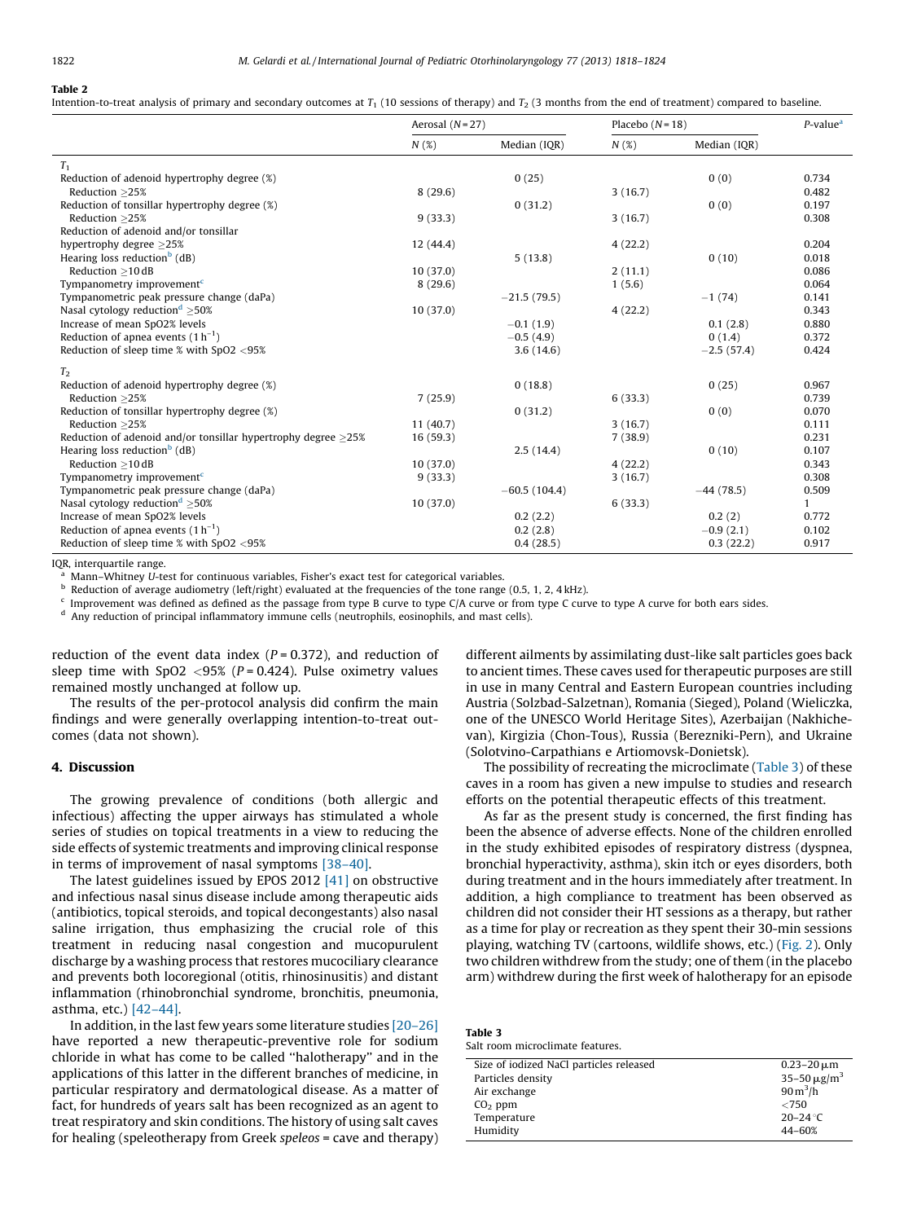**Table 2**
Intention-to-treat analysis of primary and secondary outcomes at $T_1$ (10 sessions of therapy) and $T_2$ (3 months from the end of treatment) compared to baseline.

| | Aerosal ($N$ = 27) | | Placebo ($N$ = 18) | | $P$-value[a] |
|---|---|---|---|---|---|
| | $N$ (%) | Median (IQR) | $N$ (%) | Median (IQR) | |
| $T_1$ | | | | | |
| Reduction of adenoid hypertrophy degree (%) | | 0 (25) | | 0 (0) | 0.734 |
| Reduction ≥25% | 8 (29.6) | | 3 (16.7) | | 0.482 |
| Reduction of tonsillar hypertrophy degree (%) | | 0 (31.2) | | 0 (0) | 0.197 |
| Reduction ≥25% | 9 (33.3) | | 3 (16.7) | | 0.308 |
| Reduction of adenoid and/or tonsillar hypertrophy degree ≥25% | 12 (44.4) | | 4 (22.2) | | 0.204 |
| Hearing loss reduction[b] (dB) | | 5 (13.8) | | 0 (10) | 0.018 |
| Reduction ≥10 dB | 10 (37.0) | | 2 (11.1) | | 0.086 |
| Tympanometry improvement[c] | 8 (29.6) | | 1 (5.6) | | 0.064 |
| Tympanometric peak pressure change (daPa) | | −21.5 (79.5) | | −1 (74) | 0.141 |
| Nasal cytology reduction[d] ≥50% | 10 (37.0) | | 4 (22.2) | | 0.343 |
| Increase of mean SpO2% levels | | −0.1 (1.9) | | 0.1 (2.8) | 0.880 |
| Reduction of apnea events ($1\,h^{-1}$) | | −0.5 (4.9) | | 0 (1.4) | 0.372 |
| Reduction of sleep time % with SpO2 <95% | | 3.6 (14.6) | | −2.5 (57.4) | 0.424 |
| $T_2$ | | | | | |
| Reduction of adenoid hypertrophy degree (%) | | 0 (18.8) | | 0 (25) | 0.967 |
| Reduction ≥25% | 7 (25.9) | | 6 (33.3) | | 0.739 |
| Reduction of tonsillar hypertrophy degree (%) | | 0 (31.2) | | 0 (0) | 0.070 |
| Reduction ≥25% | 11 (40.7) | | 3 (16.7) | | 0.111 |
| Reduction of adenoid and/or tonsillar hypertrophy degree ≥25% | 16 (59.3) | | 7 (38.9) | | 0.231 |
| Hearing loss reduction[b] (dB) | | 2.5 (14.4) | | 0 (10) | 0.107 |
| Reduction ≥10 dB | 10 (37.0) | | 4 (22.2) | | 0.343 |
| Tympanometry improvement[c] | 9 (33.3) | | 3 (16.7) | | 0.308 |
| Tympanometric peak pressure change (daPa) | | −60.5 (104.4) | | −44 (78.5) | 0.509 |
| Nasal cytology reduction[d] ≥50% | 10 (37.0) | | 6 (33.3) | | 1 |
| Increase of mean SpO2% levels | | 0.2 (2.2) | | 0.2 (2) | 0.772 |
| Reduction of apnea events ($1\,h^{-1}$) | | 0.2 (2.8) | | −0.9 (2.1) | 0.102 |
| Reduction of sleep time % with SpO2 <95% | | 0.4 (28.5) | | 0.3 (22.2) | 0.917 |

IQR, interquartile range.
[a] Mann–Whitney $U$-test for continuous variables, Fisher's exact test for categorical variables.
[b] Reduction of average audiometry (left/right) evaluated at the frequencies of the tone range (0.5, 1, 2, 4 kHz).
[c] Improvement was defined as defined as the passage from type B curve to type C/A curve or from type C curve to type A curve for both ears sides.
[d] Any reduction of principal inflammatory immune cells (neutrophils, eosinophils, and mast cells).

reduction of the event data index ($P$ = 0.372), and reduction of sleep time with SpO2 <95% ($P$ = 0.424). Pulse oximetry values remained mostly unchanged at follow up.

The results of the per-protocol analysis did confirm the main findings and were generally overlapping intention-to-treat outcomes (data not shown).

## 4. Discussion

The growing prevalence of conditions (both allergic and infectious) affecting the upper airways has stimulated a whole series of studies on topical treatments in a view to reducing the side effects of systemic treatments and improving clinical response in terms of improvement of nasal symptoms [38–40].

The latest guidelines issued by EPOS 2012 [41] on obstructive and infectious nasal sinus disease include among therapeutic aids (antibiotics, topical steroids, and topical decongestants) also nasal saline irrigation, thus emphasizing the crucial role of this treatment in reducing nasal congestion and mucopurulent discharge by a washing process that restores mucociliary clearance and prevents both locoregional (otitis, rhinosinusitis) and distant inflammation (rhinobronchial syndrome, bronchitis, pneumonia, asthma, etc.) [42–44].

In addition, in the last few years some literature studies [20–26] have reported a new therapeutic-preventive role for sodium chloride in what has come to be called "halotherapy" and in the applications of this latter in the different branches of medicine, in particular respiratory and dermatological disease. As a matter of fact, for hundreds of years salt has been recognized as an agent to treat respiratory and skin conditions. The history of using salt caves for healing (speleotherapy from Greek *speleos* = cave and therapy) different ailments by assimilating dust-like salt particles goes back to ancient times. These caves used for therapeutic purposes are still in use in many Central and Eastern European countries including Austria (Solzbad-Salzetnan), Romania (Sieged), Poland (Wieliczka, one of the UNESCO World Heritage Sites), Azerbaijan (Nakhichevan), Kirgizia (Chon-Tous), Russia (Berezniki-Pern), and Ukraine (Solotvino-Carpathians e Artiomovsk-Donietsk).

The possibility of recreating the microclimate (Table 3) of these caves in a room has given a new impulse to studies and research efforts on the potential therapeutic effects of this treatment.

As far as the present study is concerned, the first finding has been the absence of adverse effects. None of the children enrolled in the study exhibited episodes of respiratory distress (dyspnea, bronchial hyperactivity, asthma), skin itch or eyes disorders, both during treatment and in the hours immediately after treatment. In addition, a high compliance to treatment has been observed as children did not consider their HT sessions as a therapy, but rather as a time for play or recreation as they spent their 30-min sessions playing, watching TV (cartoons, wildlife shows, etc.) (Fig. 2). Only two children withdrew from the study; one of them (in the placebo arm) withdrew during the first week of halotherapy for an episode

**Table 3**
Salt room microclimate features.

| | |
|---|---|
| Size of iodized NaCl particles released | 0.23–20 μm |
| Particles density | 35–50 $\mu g/m^3$ |
| Air exchange | 90 $m^3/h$ |
| $CO_2$ ppm | <750 |
| Temperature | 20–24 °C |
| Humidity | 44–60% |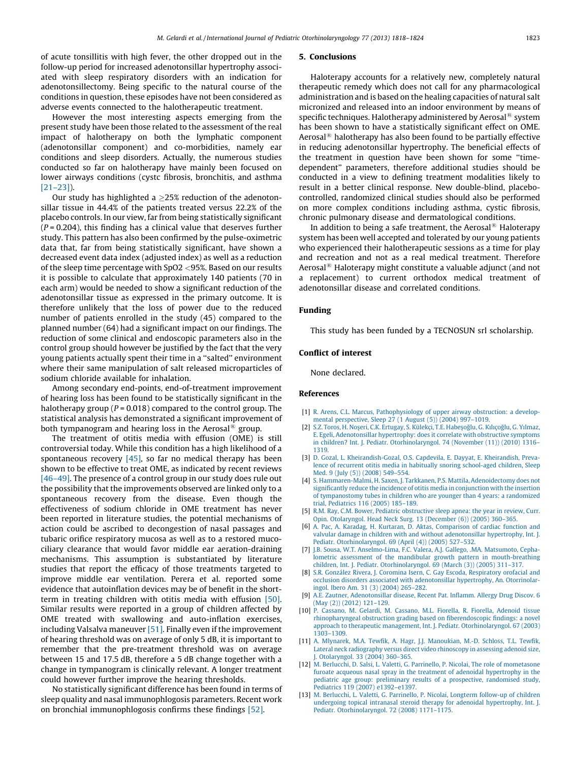of acute tonsillitis with high fever, the other dropped out in the follow-up period for increased adenotonsillar hypertrophy associated with sleep respiratory disorders with an indication for adenotonsillectomy. Being specific to the natural course of the conditions in question, these episodes have not been considered as adverse events connected to the halotherapeutic treatment.

However the most interesting aspects emerging from the present study have been those related to the assessment of the real impact of halotherapy on both the lymphatic component (adenotonsillar component) and co-morbidities, namely ear conditions and sleep disorders. Actually, the numerous studies conducted so far on halotherapy have mainly been focused on lower airways conditions (cystc fibrosis, bronchitis, and asthma [21–23]).

Our study has highlighted a ≥25% reduction of the adenotonsillar tissue in 44.4% of the patients treated versus 22.2% of the placebo controls. In our view, far from being statistically significant ($P = 0.204$), this finding has a clinical value that deserves further study. This pattern has also been confirmed by the pulse-oximetric data that, far from being statistically significant, have shown a decreased event data index (adjusted index) as well as a reduction of the sleep time percentage with SpO2 <95%. Based on our results it is possible to calculate that approximately 140 patients (70 in each arm) would be needed to show a significant reduction of the adenotonsillar tissue as expressed in the primary outcome. It is therefore unlikely that the loss of power due to the reduced number of patients enrolled in the study (45) compared to the planned number (64) had a significant impact on our findings. The reduction of some clinical and endoscopic parameters also in the control group should however be justified by the fact that the very young patients actually spent their time in a "salted" environment where their same manipulation of salt released microparticles of sodium chloride available for inhalation.

Among secondary end-points, end-of-treatment improvement of hearing loss has been found to be statistically significant in the halotherapy group ($P = 0.018$) compared to the control group. The statistical analysis has demonstrated a significant improvement of both tympanogram and hearing loss in the Aerosal® group.

The treatment of otitis media with effusion (OME) is still controversial today. While this condition has a high likelihood of a spontaneous recovery [45], so far no medical therapy has been shown to be effective to treat OME, as indicated by recent reviews [46–49]. The presence of a control group in our study does rule out the possibility that the improvements observed are linked only to a spontaneous recovery from the disease. Even though the effectiveness of sodium chloride in OME treatment has never been reported in literature studies, the potential mechanisms of action could be ascribed to decongestion of nasal passages and tubaric orifice respiratory mucosa as well as to a restored mucociliary clearance that would favor middle ear aeration-draining mechanisms. This assumption is substantiated by literature studies that report the efficacy of those treatments targeted to improve middle ear ventilation. Perera et al. reported some evidence that autoinflation devices may be of benefit in the short-term in treating children with otitis media with effusion [50]. Similar results were reported in a group of children affected by OME treated with swallowing and auto-inflation exercises, including Valsalva maneuver [51]. Finally even if the improvement of hearing threshold was on average of only 5 dB, it is important to remember that the pre-treatment threshold was on average between 15 and 17.5 dB, therefore a 5 dB change together with a change in tympanogram is clinically relevant. A longer treatment could however further improve the hearing thresholds.

No statistically significant difference has been found in terms of sleep quality and nasal immunophlogosis parameters. Recent work on bronchial immunophlogosis confirms these findings [52].

## 5. Conclusions

Haloterapy accounts for a relatively new, completely natural therapeutic remedy which does not call for any pharmacological administration and is based on the healing capacities of natural salt micronized and released into an indoor environment by means of specific techniques. Halotherapy administered by Aerosal® system has been shown to have a statistically significant effect on OME. Aerosal® halotherapy has also been found to be partially effective in reducing adenotonsillar hypertrophy. The beneficial effects of the treatment in question have been shown for some "time-dependent" parameters, therefore additional studies should be conducted in a view to defining treatment modalities likely to result in a better clinical response. New double-blind, placebo-controlled, randomized clinical studies should also be performed on more complex conditions including asthma, cystic fibrosis, chronic pulmonary disease and dermatological conditions.

In addition to being a safe treatment, the Aerosal® Haloterapy system has been well accepted and tolerated by our young patients who experienced their halotherapeutic sessions as a time for play and recreation and not as a real medical treatment. Therefore Aerosal® Haloterapy might constitute a valuable adjunct (and not a replacement) to current orthodox medical treatment of adenotonsillar disease and correlated conditions.

## Funding

This study has been funded by a TECNOSUN srl scholarship.

## Conflict of interest

None declared.

## References

[1] R. Arens, C.L. Marcus, Pathophysiology of upper airway obstruction: a developmental perspective, Sleep 27 (1 August (5)) (2004) 997–1019.

[2] S.Z. Toros, H. Noşeri, C.K. Ertugay, S. Külekçi, T.E. Habeşoğlu, G. Kılıçoğlu, G. Yılmaz, E. Egeli, Adenotonsillar hypertrophy: does it correlate with obstructive symptoms in children? Int. J. Pediatr. Otorhinolaryngol. 74 (November (11)) (2010) 1316–1319.

[3] D. Gozal, L. Kheirandish-Gozal, O.S. Capdevila, E. Dayyat, E. Kheirandish, Prevalence of recurrent otitis media in habitually snoring school-aged children, Sleep Med. 9 (July (5)) (2008) 549–554.

[4] S. Hammaren-Malmi, H. Saxen, J. Tarkkanen, P.S. Mattila, Adenoidectomy does not significantly reduce the incidence of otitis media in conjunction with the insertion of tympanostomy tubes in children who are younger than 4 years: a randomized trial, Pediatrics 116 (2005) 185–189.

[5] R.M. Ray, C.M. Bower, Pediatric obstructive sleep apnea: the year in review, Curr. Opin. Otolaryngol. Head Neck Surg. 13 (December (6)) (2005) 360–365.

[6] A. Pac, A. Karadag, H. Kurtaran, D. Aktas, Comparison of cardiac function and valvular damage in children with and without adenotonsillar hypertrophy, Int. J. Pediatr. Otorhinolaryngol. 69 (April (4)) (2005) 527–532.

[7] J.B. Sousa, W.T. Anselmo-Lima, F.C. Valera, A.J. Gallego, .MA. Matsumoto, Cephalometric assessment of the mandibular growth pattern in mouth-breathing children, Int. J. Pediatr. Otorhinolaryngol. 69 (March (3)) (2005) 311–317.

[8] S.R. González Rivera, J. Coromina Isern, C. Gay Escoda, Respiratory orofacial and occlusion disorders associated with adenotonsillar hypertrophy, An. Otorrinolaringol. Ibero Am. 31 (3) (2004) 265–282.

[9] A.E. Zautner, Adenotonsillar disease, Recent Pat. Inflamm. Allergy Drug Discov. 6 (May (2)) (2012) 121–129.

[10] P. Cassano, M. Gelardi, M. Cassano, M.L. Fiorella, R. Fiorella, Adenoid tissue rhinopharyngeal obstruction grading based on fiberendoscopic findings: a novel approach to therapeutic management, Int. J. Pediatr. Otorhinolaryngol. 67 (2003) 1303–1309.

[11] A. Mlynarek, M.A. Tewfik, A. Hagr, J.J. Manoukian, M.-D. Schloss, T.L. Tewfik, Lateral neck radiography versus direct video rhinoscopy in assessing adenoid size, J. Otolaryngol. 33 (2004) 360–365.

[12] M. Berlucchi, D. Sali, L. Valetti, G. Parrinello, P. Nicolai, The role of mometasone furoate acqueous nasal spray in the treatment of adenoidal hypertrophy in the pediatric age group: preliminary results of a prospective, randomised study, Pediatrics 119 (2007) e1392–e1397.

[13] M. Berlucchi, L. Valetti, G. Parrinello, P. Nicolai, Longterm follow-up of children undergoing topical intranasal steroid therapy for adenoidal hypertrophy, Int. J. Pediatr. Otorhinolaryngol. 72 (2008) 1171–1175.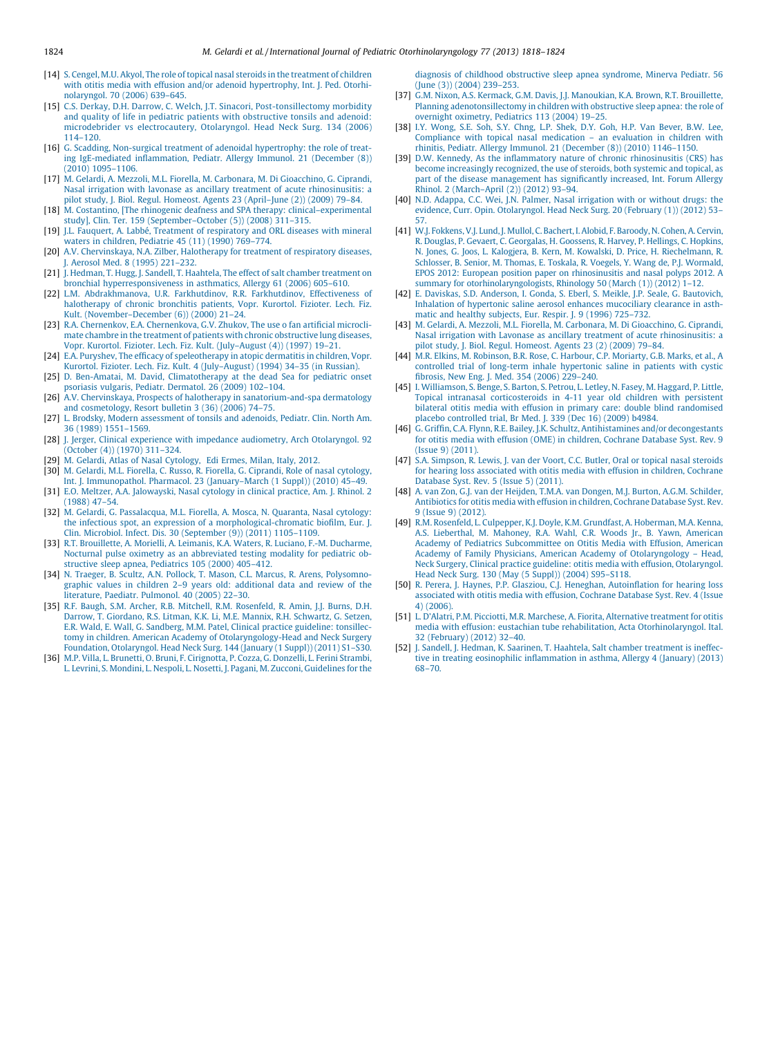[14] S. Cengel, M.U. Akyol, The role of topical nasal steroids in the treatment of children with otitis media with effusion and/or adenoid hypertrophy, Int. J. Ped. Otorhinolaryngol. 70 (2006) 639–645.

[15] C.S. Derkay, D.H. Darrow, C. Welch, J.T. Sinacori, Post-tonsillectomy morbidity and quality of life in pediatric patients with obstructive tonsils and adenoid: microdebrider vs electrocautery, Otolaryngol. Head Neck Surg. 134 (2006) 114–120.

[16] G. Scadding, Non-surgical treatment of adenoidal hypertrophy: the role of treating IgE-mediated inflammation, Pediatr. Allergy Immunol. 21 (December (8)) (2010) 1095–1106.

[17] M. Gelardi, A. Mezzoli, M.L. Fiorella, M. Carbonara, M. Di Gioacchino, G. Ciprandi, Nasal irrigation with lavonase as ancillary treatment of acute rhinosinusitis: a pilot study, J. Biol. Regul. Homeost. Agents 23 (April–June (2)) (2009) 79–84.

[18] M. Costantino, [The rhinogenic deafness and SPA therapy: clinical–experimental study], Clin. Ter. 159 (September–October (5)) (2008) 311–315.

[19] J.L. Fauquert, A. Labbé, Treatment of respiratory and ORL diseases with mineral waters in children, Pediatrie 45 (11) (1990) 769–774.

[20] A.V. Chervinskaya, N.A. Zilber, Halotherapy for treatment of respiratory diseases, J. Aerosol Med. 8 (1995) 221–232.

[21] J. Hedman, T. Hugg, J. Sandell, T. Haahtela, The effect of salt chamber treatment on bronchial hyperresponsiveness in asthmatics, Allergy 61 (2006) 605–610.

[22] L.M. Abdrakhmanova, U.R. Farkhutdinov, R.R. Farkhutdinov, Effectiveness of halotherapy of chronic bronchitis patients, Vopr. Kurortol. Fizioter. Lech. Fiz. Kult. (November–December (6)) (2000) 21–24.

[23] R.A. Chernenkov, E.A. Chernenkova, G.V. Zhukov, The use o fan artificial microclimate chambre in the treatment of patients with chronic obstructive lung diseases, Vopr. Kurortol. Fizioter. Lech. Fiz. Kult. (July–August (4)) (1997) 19–21.

[24] E.A. Puryshev, The efficacy of speleotherapy in atopic dermatitis in children, Vopr. Kurortol. Fizioter. Lech. Fiz. Kult. 4 (July–August) (1994) 34–35 (in Russian).

[25] D. Ben-Amatai, M. David, Climatotherapy at the dead Sea for pediatric onset psoriasis vulgaris, Pediatr. Dermatol. 26 (2009) 102–104.

[26] A.V. Chervinskaya, Prospects of halotherapy in sanatorium-and-spa dermatology and cosmetology, Resort bulletin 3 (36) (2006) 74–75.

[27] L. Brodsky, Modern assessment of tonsils and adenoids, Pediatr. Clin. North Am. 36 (1989) 1551–1569.

[28] J. Jerger, Clinical experience with impedance audiometry, Arch Otolaryngol. 92 (October (4)) (1970) 311–324.

[29] M. Gelardi, Atlas of Nasal Cytology, Edi Ermes, Milan, Italy, 2012.

[30] M. Gelardi, M.L. Fiorella, C. Russo, R. Fiorella, G. Ciprandi, Role of nasal cytology, Int. J. Immunopathol. Pharmacol. 23 (January–March (1 Suppl)) (2010) 45–49.

[31] E.O. Meltzer, A.A. Jalowayski, Nasal cytology in clinical practice, Am. J. Rhinol. 2 (1988) 47–54.

[32] M. Gelardi, G. Passalacqua, M.L. Fiorella, A. Mosca, N. Quaranta, Nasal cytology: the infectious spot, an expression of a morphological-chromatic biofilm, Eur. J. Clin. Microbiol. Infect. Dis. 30 (September (9)) (2011) 1105–1109.

[33] R.T. Brouillette, A. Morielli, A. Leimanis, K.A. Waters, R. Luciano, F.-M. Ducharme, Nocturnal pulse oximetry as an abbreviated testing modality for pediatric obstructive sleep apnea, Pediatrics 105 (2000) 405–412.

[34] N. Traeger, B. Scultz, A.N. Pollock, T. Mason, C.L. Marcus, R. Arens, Polysomnographic values in children 2–9 years old: additional data and review of the literature, Paediatr. Pulmonol. 40 (2005) 22–30.

[35] R.F. Baugh, S.M. Archer, R.B. Mitchell, R.M. Rosenfeld, R. Amin, J.J. Burns, D.H. Darrow, T. Giordano, R.S. Litman, K.K. Li, M.E. Mannix, R.H. Schwartz, G. Setzen, E.R. Wald, E. Wall, G. Sandberg, M.M. Patel, Clinical practice guideline: tonsillectomy in children. American Academy of Otolaryngology-Head and Neck Surgery Foundation, Otolaryngol. Head Neck Surg. 144 (January (1 Suppl)) (2011) S1–S30.

[36] M.P. Villa, L. Brunetti, O. Bruni, F. Cirignotta, P. Cozza, G. Donzelli, L. Ferini Strambi, L. Levrini, S. Mondini, L. Nespoli, L. Nosetti, J. Pagani, M. Zucconi, Guidelines for the diagnosis of childhood obstructive sleep apnea syndrome, Minerva Pediatr. 56 (June (3)) (2004) 239–253.

[37] G.M. Nixon, A.S. Kermack, G.M. Davis, J.J. Manoukian, K.A. Brown, R.T. Brouillette, Planning adenotonsillectomy in children with obstructive sleep apnea: the role of overnight oximetry, Pediatrics 113 (2004) 19–25.

[38] I.Y. Wong, S.E. Soh, S.Y. Chng, L.P. Shek, D.Y. Goh, H.P. Van Bever, B.W. Lee, Compliance with topical nasal medication – an evaluation in children with rhinitis, Pediatr. Allergy Immunol. 21 (December (8)) (2010) 1146–1150.

[39] D.W. Kennedy, As the inflammatory nature of chronic rhinosinusitis (CRS) has become increasingly recognized, the use of steroids, both systemic and topical, as part of the disease management has significantly increased, Int. Forum Allergy Rhinol. 2 (March–April (2)) (2012) 93–94.

[40] N.D. Adappa, C.C. Wei, J.N. Palmer, Nasal irrigation with or without drugs: the evidence, Curr. Opin. Otolaryngol. Head Neck Surg. 20 (February (1)) (2012) 53–57.

[41] W.J. Fokkens, V.J. Lund, J. Mullol, C. Bachert, I. Alobid, F. Baroody, N. Cohen, A. Cervin, R. Douglas, P. Gevaert, C. Georgalas, H. Goossens, R. Harvey, P. Hellings, C. Hopkins, N. Jones, G. Joos, L. Kalogjera, B. Kern, M. Kowalski, D. Price, H. Riechelmann, R. Schlosser, B. Senior, M. Thomas, E. Toskala, R. Voegels, Y. Wang de, P.J. Wormald, EPOS 2012: European position paper on rhinosinusitis and nasal polyps 2012. A summary for otorhinolaryngologists, Rhinology 50 (March (1)) (2012) 1–12.

[42] E. Daviskas, S.D. Anderson, I. Gonda, S. Eberl, S. Meikle, J.P. Seale, G. Bautovich, Inhalation of hypertonic saline aerosol enhances mucociliary clearance in asthmatic and healthy subjects, Eur. Respir. J. 9 (1996) 725–732.

[43] M. Gelardi, A. Mezzoli, M.L. Fiorella, M. Carbonara, M. Di Gioacchino, G. Ciprandi, Nasal irrigation with Lavonase as ancillary treatment of acute rhinosinusitis: a pilot study, J. Biol. Regul. Homeost. Agents 23 (2) (2009) 79–84.

[44] M.R. Elkins, M. Robinson, B.R. Rose, C. Harbour, C.P. Moriarty, G.B. Marks, et al., A controlled trial of long-term inhale hypertonic saline in patients with cystic fibrosis, New Eng. J. Med. 354 (2006) 229–240.

[45] I. Williamson, S. Benge, S. Barton, S. Petrou, L. Letley, N. Fasey, M. Haggard, P. Little, Topical intranasal corticosteroids in 4-11 year old children with persistent bilateral otitis media with effusion in primary care: double blind randomised placebo controlled trial, Br Med. J. 339 (Dec 16) (2009) b4984.

[46] G. Griffin, C.A. Flynn, R.E. Bailey, J.K. Schultz, Antihistamines and/or decongestants for otitis media with effusion (OME) in children, Cochrane Database Syst. Rev. 9 (Issue 9) (2011).

[47] S.A. Simpson, R. Lewis, J. van der Voort, C.C. Butler, Oral or topical nasal steroids for hearing loss associated with otitis media with effusion in children, Cochrane Database Syst. Rev. 5 (Issue 5) (2011).

[48] A. van Zon, G.J. van der Heijden, T.M.A. van Dongen, M.J. Burton, A.G.M. Schilder, Antibiotics for otitis media with effusion in children, Cochrane Database Syst. Rev. 9 (Issue 9) (2012).

[49] R.M. Rosenfeld, L. Culpepper, K.J. Doyle, K.M. Grundfast, A. Hoberman, M.A. Kenna, A.S. Lieberthal, M. Mahoney, R.A. Wahl, C.R. Woods Jr., B. Yawn, American Academy of Pediatrics Subcommittee on Otitis Media with Effusion, American Academy of Family Physicians, American Academy of Otolaryngology – Head, Neck Surgery, Clinical practice guideline: otitis media with effusion, Otolaryngol. Head Neck Surg. 130 (May (5 Suppl)) (2004) S95–S118.

[50] R. Perera, J. Haynes, P.P. Glasziou, C.J. Heneghan, Autoinflation for hearing loss associated with otitis media with effusion, Cochrane Database Syst. Rev. 4 (Issue 4) (2006).

[51] L. D'Alatri, P.M. Picciotti, M.R. Marchese, A. Fiorita, Alternative treatment for otitis media with effusion: eustachian tube rehabilitation, Acta Otorhinolaryngol. Ital. 32 (February) (2012) 32–40.

[52] J. Sandell, J. Hedman, K. Saarinen, T. Haahtela, Salt chamber treatment is ineffective in treating eosinophilic inflammation in asthma, Allergy 4 (January) (2013) 68–70.